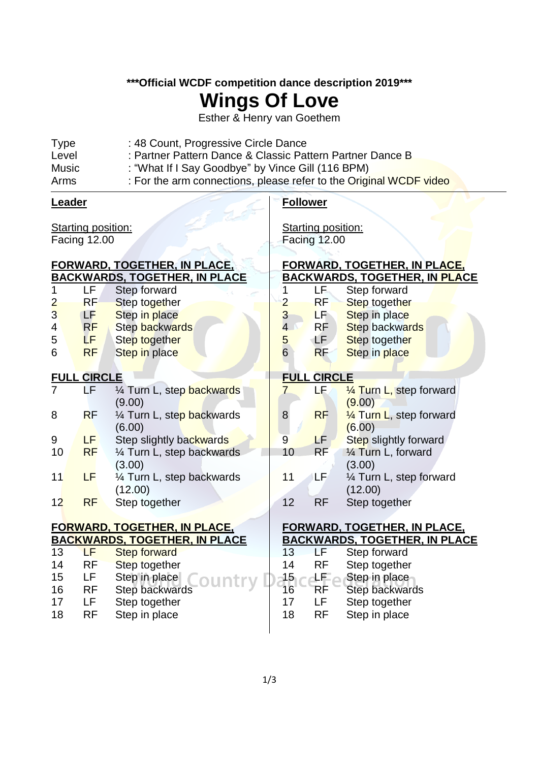***Official WCDF competition dance description 2019***

# Wings Of Love

Esther & Henry van Goethem

| | |
|---|---|
| Type | : 48 Count, Progressive Circle Dance |
| Level | : Partner Pattern Dance & Classic Pattern Partner Dance B |
| Music | : "What If I Say Goodbye" by Vince Gill (116 BPM) |
| Arms | : For the arm connections, please refer to the Original WCDF video |

## Leader

Starting position:
Facing 12.00

**FORWARD, TOGETHER, IN PLACE, BACKWARDS, TOGETHER, IN PLACE**

| | | |
|---|---|---|
| 1 | LF | Step forward |
| 2 | RF | Step together |
| 3 | LF | Step in place |
| 4 | RF | Step backwards |
| 5 | LF | Step together |
| 6 | RF | Step in place |

**FULL CIRCLE**

| | | |
|---|---|---|
| 7 | LF | ¼ Turn L, step backwards (9.00) |
| 8 | RF | ¼ Turn L, step backwards (6.00) |
| 9 | LF | Step slightly backwards |
| 10 | RF | ¼ Turn L, step backwards (3.00) |
| 11 | LF | ¼ Turn L, step backwards (12.00) |
| 12 | RF | Step together |

**FORWARD, TOGETHER, IN PLACE, BACKWARDS, TOGETHER, IN PLACE**

| | | |
|---|---|---|
| 13 | LF | Step forward |
| 14 | RF | Step together |
| 15 | LF | Step in place |
| 16 | RF | Step backwards |
| 17 | LF | Step together |
| 18 | RF | Step in place |

## Follower

Starting position:
Facing 12.00

**FORWARD, TOGETHER, IN PLACE, BACKWARDS, TOGETHER, IN PLACE**

| | | |
|---|---|---|
| 1 | LF | Step forward |
| 2 | RF | Step together |
| 3 | LF | Step in place |
| 4 | RF | Step backwards |
| 5 | LF | Step together |
| 6 | RF | Step in place |

**FULL CIRCLE**

| | | |
|---|---|---|
| 7 | LF | ¼ Turn L, step forward (9.00) |
| 8 | RF | ¼ Turn L, step forward (6.00) |
| 9 | LF | Step slightly forward |
| 10 | RF | ¼ Turn L, forward (3.00) |
| 11 | LF | ¼ Turn L, step forward (12.00) |
| 12 | RF | Step together |

**FORWARD, TOGETHER, IN PLACE, BACKWARDS, TOGETHER, IN PLACE**

| | | |
|---|---|---|
| 13 | LF | Step forward |
| 14 | RF | Step together |
| 15 | LF | Step in place |
| 16 | RF | Step backwards |
| 17 | LF | Step together |
| 18 | RF | Step in place |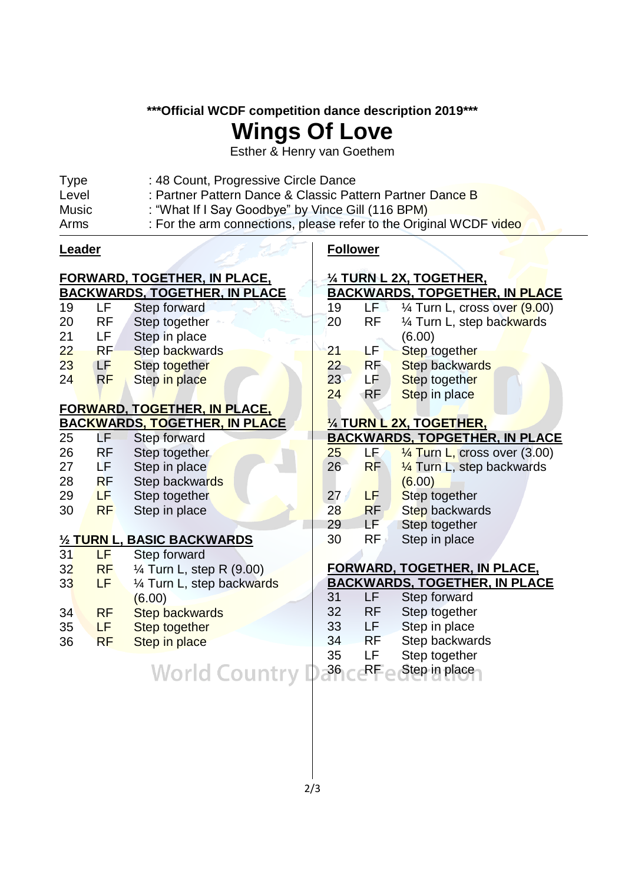**\*\*\*Official WCDF competition dance description 2019\*\*\***

# Wings Of Love

Esther & Henry van Goethem

| | |
|---|---|
| Type | : 48 Count, Progressive Circle Dance |
| Level | : Partner Pattern Dance & Classic Pattern Partner Dance B |
| Music | : "What If I Say Goodbye" by Vince Gill (116 BPM) |
| Arms | : For the arm connections, please refer to the Original WCDF video |

## Leader

**FORWARD, TOGETHER, IN PLACE, BACKWARDS, TOGETHER, IN PLACE**

| | | |
|---|---|---|
| 19 | LF | Step forward |
| 20 | RF | Step together |
| 21 | LF | Step in place |
| 22 | RF | Step backwards |
| 23 | LF | Step together |
| 24 | RF | Step in place |

**FORWARD, TOGETHER, IN PLACE, BACKWARDS, TOGETHER, IN PLACE**

| | | |
|---|---|---|
| 25 | LF | Step forward |
| 26 | RF | Step together |
| 27 | LF | Step in place |
| 28 | RF | Step backwards |
| 29 | LF | Step together |
| 30 | RF | Step in place |

**½ TURN L, BASIC BACKWARDS**

| | | |
|---|---|---|
| 31 | LF | Step forward |
| 32 | RF | ¼ Turn L, step R (9.00) |
| 33 | LF | ¼ Turn L, step backwards (6.00) |
| 34 | RF | Step backwards |
| 35 | LF | Step together |
| 36 | RF | Step in place |

## Follower

**¼ TURN L 2X, TOGETHER, BACKWARDS, TOPGETHER, IN PLACE**

| | | |
|---|---|---|
| 19 | LF | ¼ Turn L, cross over (9.00) |
| 20 | RF | ¼ Turn L, step backwards (6.00) |
| 21 | LF | Step together |
| 22 | RF | Step backwards |
| 23 | LF | Step together |
| 24 | RF | Step in place |

**¼ TURN L 2X, TOGETHER, BACKWARDS, TOPGETHER, IN PLACE**

| | | |
|---|---|---|
| 25 | LF | ¼ Turn L, cross over (3.00) |
| 26 | RF | ¼ Turn L, step backwards (6.00) |
| 27 | LF | Step together |
| 28 | RF | Step backwards |
| 29 | LF | Step together |
| 30 | RF | Step in place |

**FORWARD, TOGETHER, IN PLACE, BACKWARDS, TOGETHER, IN PLACE**

| | | |
|---|---|---|
| 31 | LF | Step forward |
| 32 | RF | Step together |
| 33 | LF | Step in place |
| 34 | RF | Step backwards |
| 35 | LF | Step together |
| 36 | RF | Step in place |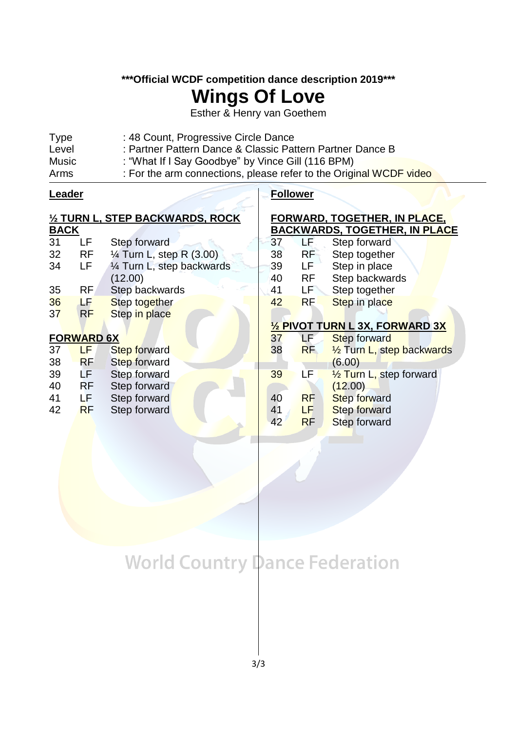***Official WCDF competition dance description 2019***

# Wings Of Love

Esther & Henry van Goethem

| | |
|---|---|
| Type | : 48 Count, Progressive Circle Dance |
| Level | : Partner Pattern Dance & Classic Pattern Partner Dance B |
| Music | : “What If I Say Goodbye” by Vince Gill (116 BPM) |
| Arms | : For the arm connections, please refer to the Original WCDF video |

## Leader

**½ TURN L, STEP BACKWARDS, ROCK BACK**

| | | |
|---|---|---|
| 31 | LF | Step forward |
| 32 | RF | ¼ Turn L, step R (3.00) |
| 34 | LF | ¼ Turn L, step backwards (12.00) |
| 35 | RF | Step backwards |
| 36 | LF | Step together |
| 37 | RF | Step in place |

**FORWARD 6X**

| | | |
|---|---|---|
| 37 | LF | Step forward |
| 38 | RF | Step forward |
| 39 | LF | Step forward |
| 40 | RF | Step forward |
| 41 | LF | Step forward |
| 42 | RF | Step forward |

## Follower

**FORWARD, TOGETHER, IN PLACE, BACKWARDS, TOGETHER, IN PLACE**

| | | |
|---|---|---|
| 37 | LF | Step forward |
| 38 | RF | Step together |
| 39 | LF | Step in place |
| 40 | RF | Step backwards |
| 41 | LF | Step together |
| 42 | RF | Step in place |

**½ PIVOT TURN L 3X, FORWARD 3X**

| | | |
|---|---|---|
| 37 | LF | Step forward |
| 38 | RF | ½ Turn L, step backwards (6.00) |
| 39 | LF | ½ Turn L, step forward (12.00) |
| 40 | RF | Step forward |
| 41 | LF | Step forward |
| 42 | RF | Step forward |